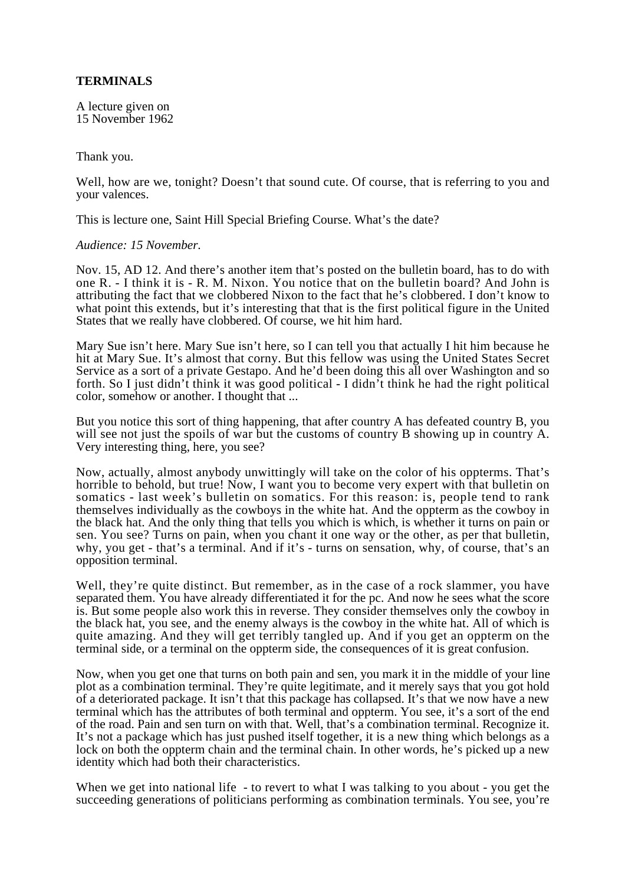**TERMINALS**

A lecture given on
15 November 1962

Thank you.

Well, how are we, tonight? Doesn't that sound cute. Of course, that is referring to you and your valences.

This is lecture one, Saint Hill Special Briefing Course. What's the date?

*Audience: 15 November.*

Nov. 15, AD 12. And there's another item that's posted on the bulletin board, has to do with one R. - I think it is - R. M. Nixon. You notice that on the bulletin board? And John is attributing the fact that we clobbered Nixon to the fact that he's clobbered. I don't know to what point this extends, but it's interesting that that is the first political figure in the United States that we really have clobbered. Of course, we hit him hard.

Mary Sue isn't here. Mary Sue isn't here, so I can tell you that actually I hit him because he hit at Mary Sue. It's almost that corny. But this fellow was using the United States Secret Service as a sort of a private Gestapo. And he'd been doing this all over Washington and so forth. So I just didn't think it was good political - I didn't think he had the right political color, somehow or another. I thought that ...

But you notice this sort of thing happening, that after country A has defeated country B, you will see not just the spoils of war but the customs of country B showing up in country A. Very interesting thing, here, you see?

Now, actually, almost anybody unwittingly will take on the color of his oppterms. That's horrible to behold, but true! Now, I want you to become very expert with that bulletin on somatics - last week's bulletin on somatics. For this reason: is, people tend to rank themselves individually as the cowboys in the white hat. And the oppterm as the cowboy in the black hat. And the only thing that tells you which is which, is whether it turns on pain or sen. You see? Turns on pain, when you chant it one way or the other, as per that bulletin, why, you get - that's a terminal. And if it's - turns on sensation, why, of course, that's an opposition terminal.

Well, they're quite distinct. But remember, as in the case of a rock slammer, you have separated them. You have already differentiated it for the pc. And now he sees what the score is. But some people also work this in reverse. They consider themselves only the cowboy in the black hat, you see, and the enemy always is the cowboy in the white hat. All of which is quite amazing. And they will get terribly tangled up. And if you get an oppterm on the terminal side, or a terminal on the oppterm side, the consequences of it is great confusion.

Now, when you get one that turns on both pain and sen, you mark it in the middle of your line plot as a combination terminal. They're quite legitimate, and it merely says that you got hold of a deteriorated package. It isn't that this package has collapsed. It's that we now have a new terminal which has the attributes of both terminal and oppterm. You see, it's a sort of the end of the road. Pain and sen turn on with that. Well, that's a combination terminal. Recognize it. It's not a package which has just pushed itself together, it is a new thing which belongs as a lock on both the oppterm chain and the terminal chain. In other words, he's picked up a new identity which had both their characteristics.

When we get into national life - to revert to what I was talking to you about - you get the succeeding generations of politicians performing as combination terminals. You see, you're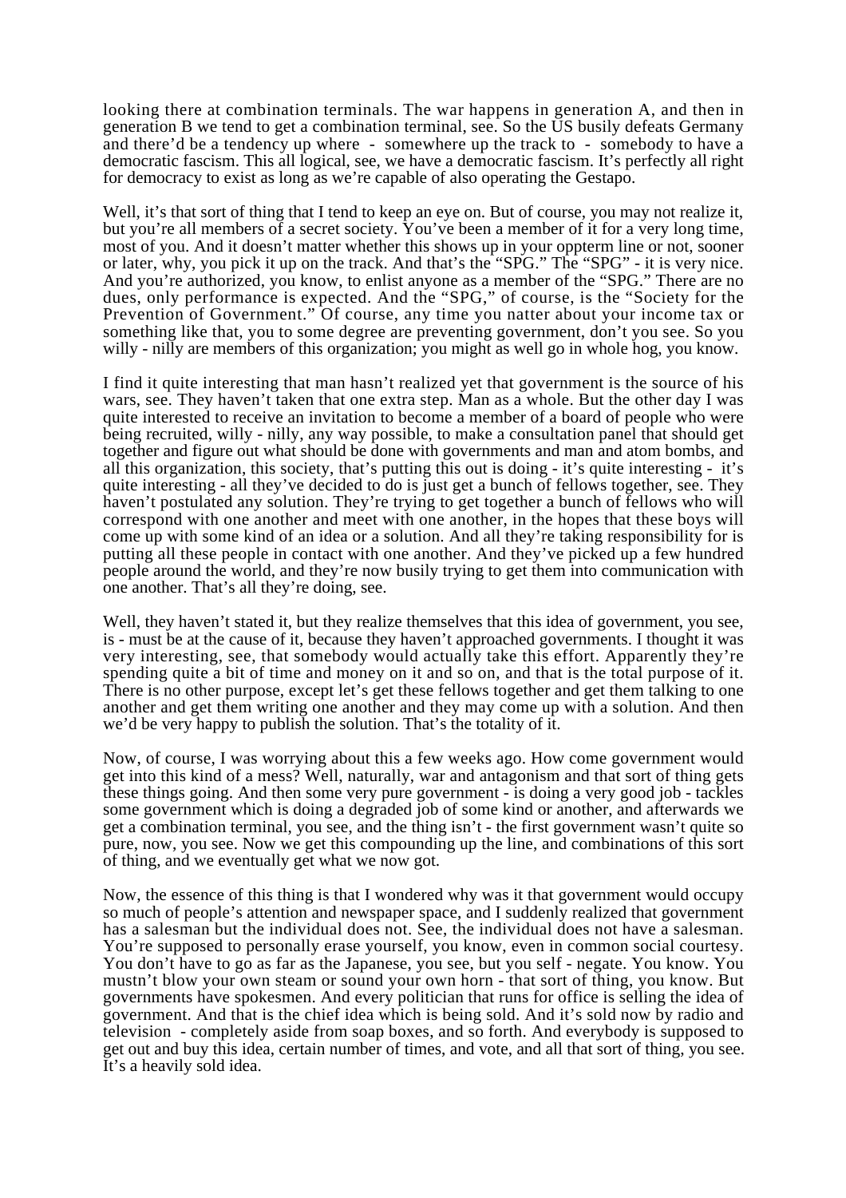looking there at combination terminals. The war happens in generation A, and then in generation B we tend to get a combination terminal, see. So the US busily defeats Germany and there'd be a tendency up where - somewhere up the track to - somebody to have a democratic fascism. This all logical, see, we have a democratic fascism. It's perfectly all right for democracy to exist as long as we're capable of also operating the Gestapo.

Well, it's that sort of thing that I tend to keep an eye on. But of course, you may not realize it, but you're all members of a secret society. You've been a member of it for a very long time, most of you. And it doesn't matter whether this shows up in your oppterm line or not, sooner or later, why, you pick it up on the track. And that's the "SPG." The "SPG" - it is very nice. And you're authorized, you know, to enlist anyone as a member of the "SPG." There are no dues, only performance is expected. And the "SPG," of course, is the "Society for the Prevention of Government." Of course, any time you natter about your income tax or something like that, you to some degree are preventing government, don't you see. So you willy - nilly are members of this organization; you might as well go in whole hog, you know.

I find it quite interesting that man hasn't realized yet that government is the source of his wars, see. They haven't taken that one extra step. Man as a whole. But the other day I was quite interested to receive an invitation to become a member of a board of people who were being recruited, willy - nilly, any way possible, to make a consultation panel that should get together and figure out what should be done with governments and man and atom bombs, and all this organization, this society, that's putting this out is doing - it's quite interesting - it's quite interesting - all they've decided to do is just get a bunch of fellows together, see. They haven't postulated any solution. They're trying to get together a bunch of fellows who will correspond with one another and meet with one another, in the hopes that these boys will come up with some kind of an idea or a solution. And all they're taking responsibility for is putting all these people in contact with one another. And they've picked up a few hundred people around the world, and they're now busily trying to get them into communication with one another. That's all they're doing, see.

Well, they haven't stated it, but they realize themselves that this idea of government, you see, is - must be at the cause of it, because they haven't approached governments. I thought it was very interesting, see, that somebody would actually take this effort. Apparently they're spending quite a bit of time and money on it and so on, and that is the total purpose of it. There is no other purpose, except let's get these fellows together and get them talking to one another and get them writing one another and they may come up with a solution. And then we'd be very happy to publish the solution. That's the totality of it.

Now, of course, I was worrying about this a few weeks ago. How come government would get into this kind of a mess? Well, naturally, war and antagonism and that sort of thing gets these things going. And then some very pure government - is doing a very good job - tackles some government which is doing a degraded job of some kind or another, and afterwards we get a combination terminal, you see, and the thing isn't - the first government wasn't quite so pure, now, you see. Now we get this compounding up the line, and combinations of this sort of thing, and we eventually get what we now got.

Now, the essence of this thing is that I wondered why was it that government would occupy so much of people's attention and newspaper space, and I suddenly realized that government has a salesman but the individual does not. See, the individual does not have a salesman. You're supposed to personally erase yourself, you know, even in common social courtesy. You don't have to go as far as the Japanese, you see, but you self - negate. You know. You mustn't blow your own steam or sound your own horn - that sort of thing, you know. But governments have spokesmen. And every politician that runs for office is selling the idea of government. And that is the chief idea which is being sold. And it's sold now by radio and television - completely aside from soap boxes, and so forth. And everybody is supposed to get out and buy this idea, certain number of times, and vote, and all that sort of thing, you see. It's a heavily sold idea.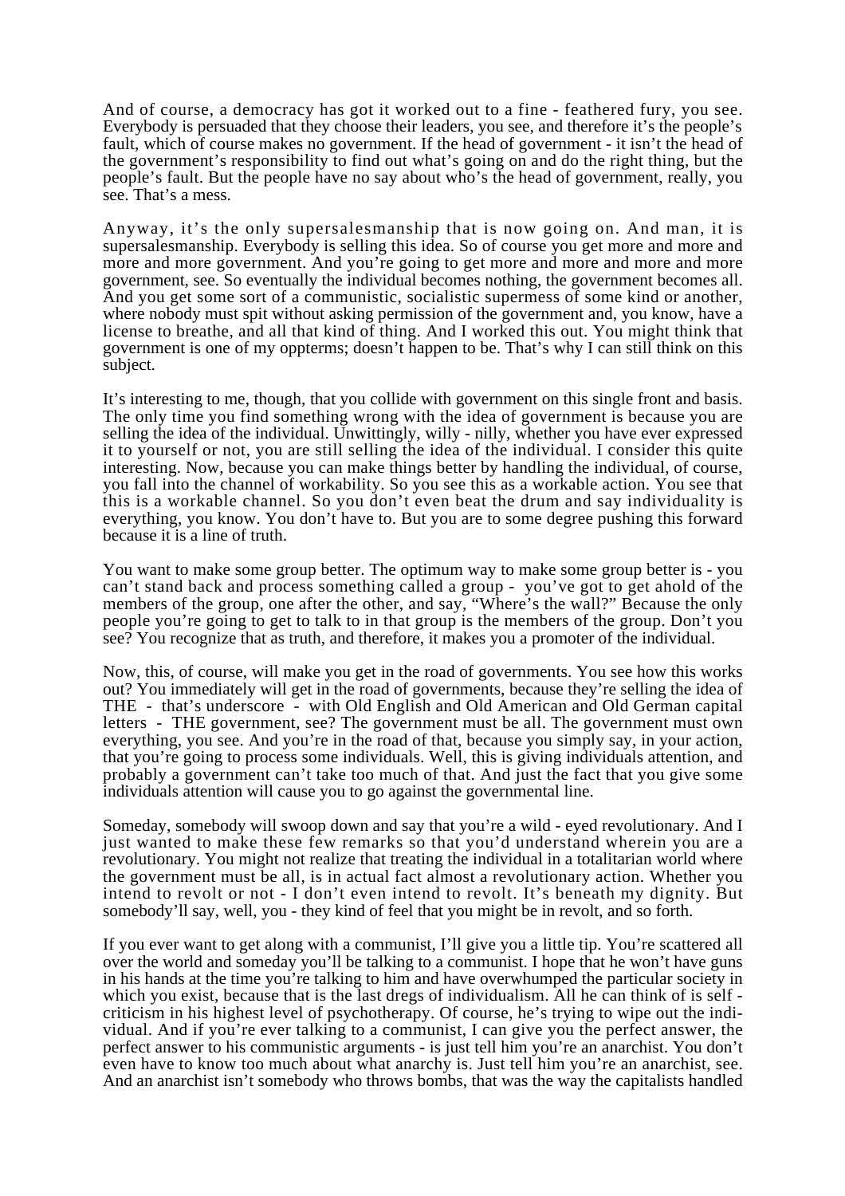And of course, a democracy has got it worked out to a fine - feathered fury, you see. Everybody is persuaded that they choose their leaders, you see, and therefore it's the people's fault, which of course makes no government. If the head of government - it isn't the head of the government's responsibility to find out what's going on and do the right thing, but the people's fault. But the people have no say about who's the head of government, really, you see. That's a mess.

Anyway, it's the only supersalesmanship that is now going on. And man, it is supersalesmanship. Everybody is selling this idea. So of course you get more and more and more and more government. And you're going to get more and more and more and more government, see. So eventually the individual becomes nothing, the government becomes all. And you get some sort of a communistic, socialistic supermess of some kind or another, where nobody must spit without asking permission of the government and, you know, have a license to breathe, and all that kind of thing. And I worked this out. You might think that government is one of my oppterms; doesn't happen to be. That's why I can still think on this subject.

It's interesting to me, though, that you collide with government on this single front and basis. The only time you find something wrong with the idea of government is because you are selling the idea of the individual. Unwittingly, willy - nilly, whether you have ever expressed it to yourself or not, you are still selling the idea of the individual. I consider this quite interesting. Now, because you can make things better by handling the individual, of course, you fall into the channel of workability. So you see this as a workable action. You see that this is a workable channel. So you don't even beat the drum and say individuality is everything, you know. You don't have to. But you are to some degree pushing this forward because it is a line of truth.

You want to make some group better. The optimum way to make some group better is - you can't stand back and process something called a group - you've got to get ahold of the members of the group, one after the other, and say, "Where's the wall?" Because the only people you're going to get to talk to in that group is the members of the group. Don't you see? You recognize that as truth, and therefore, it makes you a promoter of the individual.

Now, this, of course, will make you get in the road of governments. You see how this works out? You immediately will get in the road of governments, because they're selling the idea of THE - that's underscore - with Old English and Old American and Old German capital letters - THE government, see? The government must be all. The government must own everything, you see. And you're in the road of that, because you simply say, in your action, that you're going to process some individuals. Well, this is giving individuals attention, and probably a government can't take too much of that. And just the fact that you give some individuals attention will cause you to go against the governmental line.

Someday, somebody will swoop down and say that you're a wild - eyed revolutionary. And I just wanted to make these few remarks so that you'd understand wherein you are a revolutionary. You might not realize that treating the individual in a totalitarian world where the government must be all, is in actual fact almost a revolutionary action. Whether you intend to revolt or not - I don't even intend to revolt. It's beneath my dignity. But somebody'll say, well, you - they kind of feel that you might be in revolt, and so forth.

If you ever want to get along with a communist, I'll give you a little tip. You're scattered all over the world and someday you'll be talking to a communist. I hope that he won't have guns in his hands at the time you're talking to him and have overwhumped the particular society in which you exist, because that is the last dregs of individualism. All he can think of is self - criticism in his highest level of psychotherapy. Of course, he's trying to wipe out the individual. And if you're ever talking to a communist, I can give you the perfect answer, the perfect answer to his communistic arguments - is just tell him you're an anarchist. You don't even have to know too much about what anarchy is. Just tell him you're an anarchist, see. And an anarchist isn't somebody who throws bombs, that was the way the capitalists handled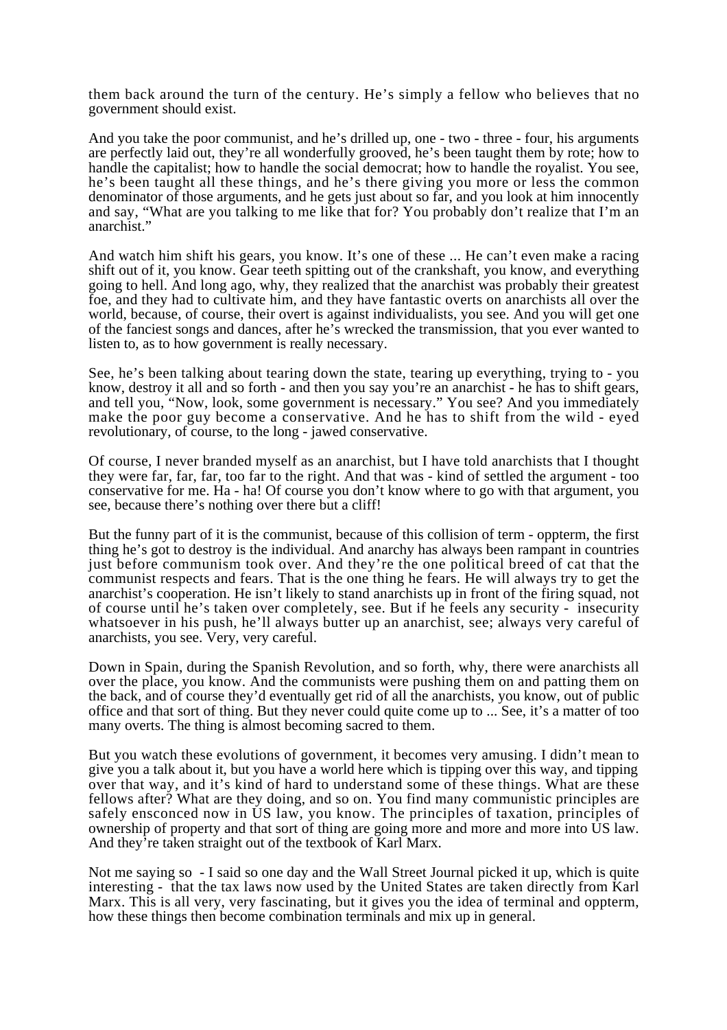them back around the turn of the century. He's simply a fellow who believes that no government should exist.

And you take the poor communist, and he's drilled up, one - two - three - four, his arguments are perfectly laid out, they're all wonderfully grooved, he's been taught them by rote; how to handle the capitalist; how to handle the social democrat; how to handle the royalist. You see, he's been taught all these things, and he's there giving you more or less the common denominator of those arguments, and he gets just about so far, and you look at him innocently and say, "What are you talking to me like that for? You probably don't realize that I'm an anarchist."

And watch him shift his gears, you know. It's one of these ... He can't even make a racing shift out of it, you know. Gear teeth spitting out of the crankshaft, you know, and everything going to hell. And long ago, why, they realized that the anarchist was probably their greatest foe, and they had to cultivate him, and they have fantastic overts on anarchists all over the world, because, of course, their overt is against individualists, you see. And you will get one of the fanciest songs and dances, after he's wrecked the transmission, that you ever wanted to listen to, as to how government is really necessary.

See, he's been talking about tearing down the state, tearing up everything, trying to - you know, destroy it all and so forth - and then you say you're an anarchist - he has to shift gears, and tell you, "Now, look, some government is necessary." You see? And you immediately make the poor guy become a conservative. And he has to shift from the wild - eyed revolutionary, of course, to the long - jawed conservative.

Of course, I never branded myself as an anarchist, but I have told anarchists that I thought they were far, far, far, too far to the right. And that was - kind of settled the argument - too conservative for me. Ha - ha! Of course you don't know where to go with that argument, you see, because there's nothing over there but a cliff!

But the funny part of it is the communist, because of this collision of term - oppterm, the first thing he's got to destroy is the individual. And anarchy has always been rampant in countries just before communism took over. And they're the one political breed of cat that the communist respects and fears. That is the one thing he fears. He will always try to get the anarchist's cooperation. He isn't likely to stand anarchists up in front of the firing squad, not of course until he's taken over completely, see. But if he feels any security - insecurity whatsoever in his push, he'll always butter up an anarchist, see; always very careful of anarchists, you see. Very, very careful.

Down in Spain, during the Spanish Revolution, and so forth, why, there were anarchists all over the place, you know. And the communists were pushing them on and patting them on the back, and of course they'd eventually get rid of all the anarchists, you know, out of public office and that sort of thing. But they never could quite come up to ... See, it's a matter of too many overts. The thing is almost becoming sacred to them.

But you watch these evolutions of government, it becomes very amusing. I didn't mean to give you a talk about it, but you have a world here which is tipping over this way, and tipping over that way, and it's kind of hard to understand some of these things. What are these fellows after? What are they doing, and so on. You find many communistic principles are safely ensconced now in US law, you know. The principles of taxation, principles of ownership of property and that sort of thing are going more and more and more into US law. And they're taken straight out of the textbook of Karl Marx.

Not me saying so - I said so one day and the Wall Street Journal picked it up, which is quite interesting - that the tax laws now used by the United States are taken directly from Karl Marx. This is all very, very fascinating, but it gives you the idea of terminal and oppterm, how these things then become combination terminals and mix up in general.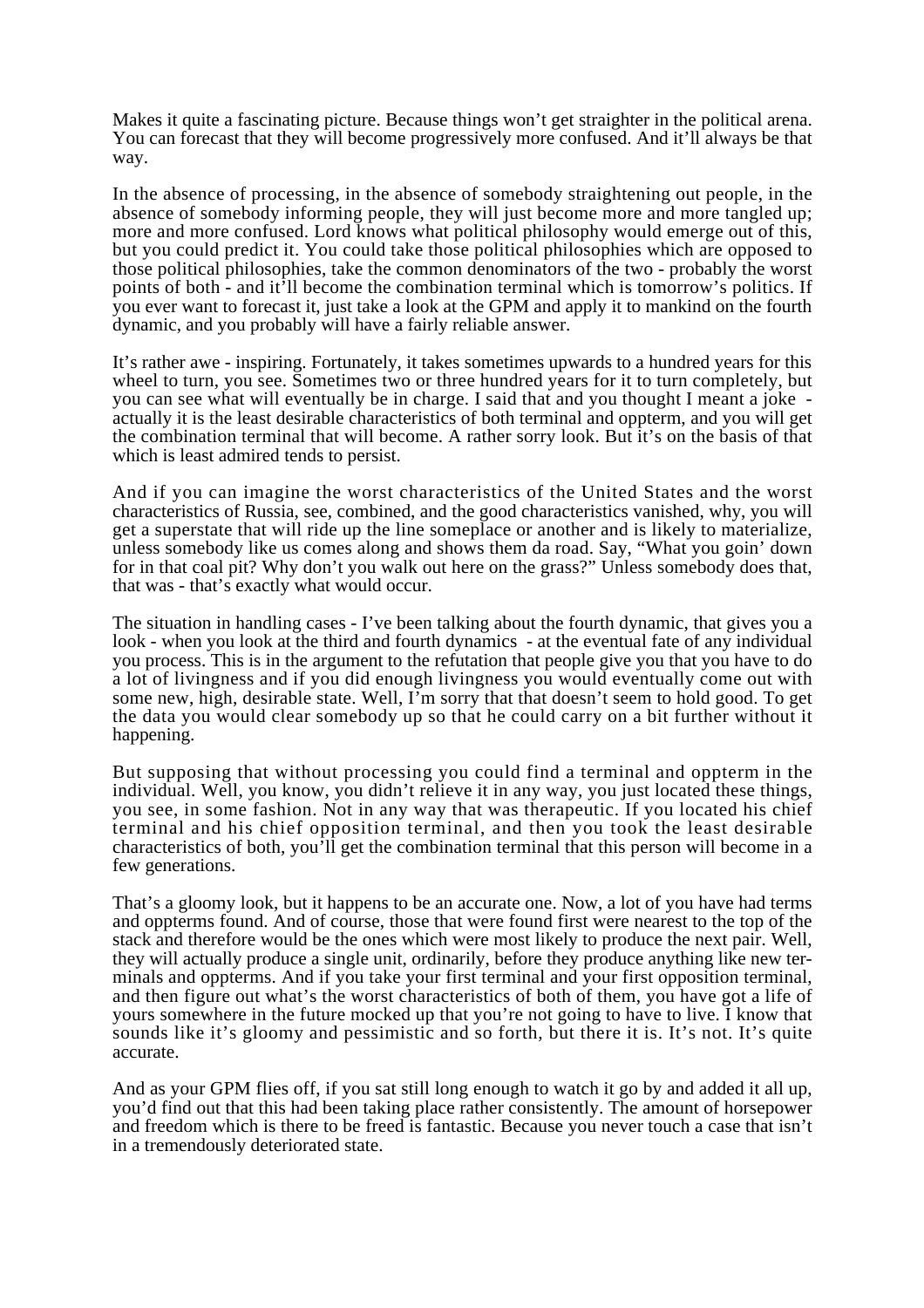Makes it quite a fascinating picture. Because things won't get straighter in the political arena. You can forecast that they will become progressively more confused. And it'll always be that way.

In the absence of processing, in the absence of somebody straightening out people, in the absence of somebody informing people, they will just become more and more tangled up; more and more confused. Lord knows what political philosophy would emerge out of this, but you could predict it. You could take those political philosophies which are opposed to those political philosophies, take the common denominators of the two - probably the worst points of both - and it'll become the combination terminal which is tomorrow's politics. If you ever want to forecast it, just take a look at the GPM and apply it to mankind on the fourth dynamic, and you probably will have a fairly reliable answer.

It's rather awe - inspiring. Fortunately, it takes sometimes upwards to a hundred years for this wheel to turn, you see. Sometimes two or three hundred years for it to turn completely, but you can see what will eventually be in charge. I said that and you thought I meant a joke - actually it is the least desirable characteristics of both terminal and oppterm, and you will get the combination terminal that will become. A rather sorry look. But it's on the basis of that which is least admired tends to persist.

And if you can imagine the worst characteristics of the United States and the worst characteristics of Russia, see, combined, and the good characteristics vanished, why, you will get a superstate that will ride up the line someplace or another and is likely to materialize, unless somebody like us comes along and shows them da road. Say, "What you goin' down for in that coal pit? Why don't you walk out here on the grass?" Unless somebody does that, that was - that's exactly what would occur.

The situation in handling cases - I've been talking about the fourth dynamic, that gives you a look - when you look at the third and fourth dynamics - at the eventual fate of any individual you process. This is in the argument to the refutation that people give you that you have to do a lot of livingness and if you did enough livingness you would eventually come out with some new, high, desirable state. Well, I'm sorry that that doesn't seem to hold good. To get the data you would clear somebody up so that he could carry on a bit further without it happening.

But supposing that without processing you could find a terminal and oppterm in the individual. Well, you know, you didn't relieve it in any way, you just located these things, you see, in some fashion. Not in any way that was therapeutic. If you located his chief terminal and his chief opposition terminal, and then you took the least desirable characteristics of both, you'll get the combination terminal that this person will become in a few generations.

That's a gloomy look, but it happens to be an accurate one. Now, a lot of you have had terms and oppterms found. And of course, those that were found first were nearest to the top of the stack and therefore would be the ones which were most likely to produce the next pair. Well, they will actually produce a single unit, ordinarily, before they produce anything like new terminals and oppterms. And if you take your first terminal and your first opposition terminal, and then figure out what's the worst characteristics of both of them, you have got a life of yours somewhere in the future mocked up that you're not going to have to live. I know that sounds like it's gloomy and pessimistic and so forth, but there it is. It's not. It's quite accurate.

And as your GPM flies off, if you sat still long enough to watch it go by and added it all up, you'd find out that this had been taking place rather consistently. The amount of horsepower and freedom which is there to be freed is fantastic. Because you never touch a case that isn't in a tremendously deteriorated state.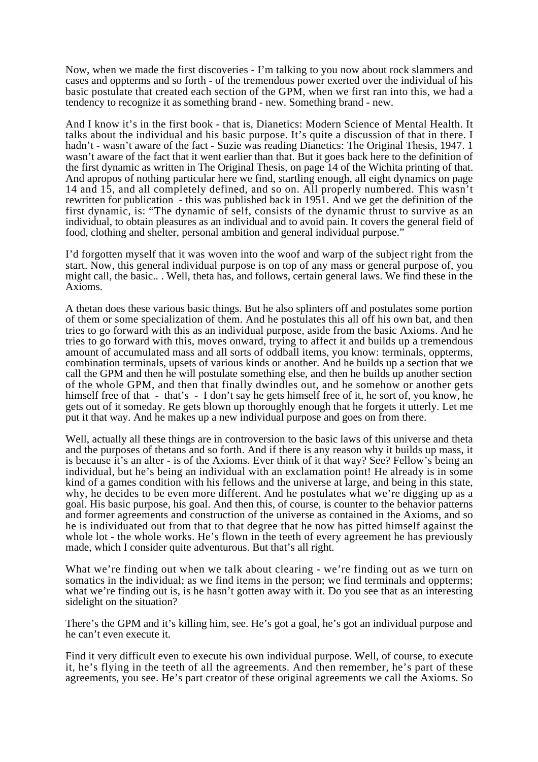Now, when we made the first discoveries - I'm talking to you now about rock slammers and cases and oppterms and so forth - of the tremendous power exerted over the individual of his basic postulate that created each section of the GPM, when we first ran into this, we had a tendency to recognize it as something brand - new. Something brand - new.

And I know it's in the first book - that is, Dianetics: Modern Science of Mental Health. It talks about the individual and his basic purpose. It's quite a discussion of that in there. I hadn't - wasn't aware of the fact - Suzie was reading Dianetics: The Original Thesis, 1947. 1 wasn't aware of the fact that it went earlier than that. But it goes back here to the definition of the first dynamic as written in The Original Thesis, on page 14 of the Wichita printing of that. And apropos of nothing particular here we find, startling enough, all eight dynamics on page 14 and 15, and all completely defined, and so on. All properly numbered. This wasn't rewritten for publication - this was published back in 1951. And we get the definition of the first dynamic, is: "The dynamic of self, consists of the dynamic thrust to survive as an individual, to obtain pleasures as an individual and to avoid pain. It covers the general field of food, clothing and shelter, personal ambition and general individual purpose."

I'd forgotten myself that it was woven into the woof and warp of the subject right from the start. Now, this general individual purpose is on top of any mass or general purpose of, you might call, the basic.. . Well, theta has, and follows, certain general laws. We find these in the Axioms.

A thetan does these various basic things. But he also splinters off and postulates some portion of them or some specialization of them. And he postulates this all off his own bat, and then tries to go forward with this as an individual purpose, aside from the basic Axioms. And he tries to go forward with this, moves onward, trying to affect it and builds up a tremendous amount of accumulated mass and all sorts of oddball items, you know: terminals, oppterms, combination terminals, upsets of various kinds or another. And he builds up a section that we call the GPM and then he will postulate something else, and then he builds up another section of the whole GPM, and then that finally dwindles out, and he somehow or another gets himself free of that - that's - I don't say he gets himself free of it, he sort of, you know, he gets out of it someday. Re gets blown up thoroughly enough that he forgets it utterly. Let me put it that way. And he makes up a new individual purpose and goes on from there.

Well, actually all these things are in controversion to the basic laws of this universe and theta and the purposes of thetans and so forth. And if there is any reason why it builds up mass, it is because it's an alter - is of the Axioms. Ever think of it that way? See? Fellow's being an individual, but he's being an individual with an exclamation point! He already is in some kind of a games condition with his fellows and the universe at large, and being in this state, why, he decides to be even more different. And he postulates what we're digging up as a goal. His basic purpose, his goal. And then this, of course, is counter to the behavior patterns and former agreements and construction of the universe as contained in the Axioms, and so he is individuated out from that to that degree that he now has pitted himself against the whole lot - the whole works. He's flown in the teeth of every agreement he has previously made, which I consider quite adventurous. But that's all right.

What we're finding out when we talk about clearing - we're finding out as we turn on somatics in the individual; as we find items in the person; we find terminals and oppterms; what we're finding out is, is he hasn't gotten away with it. Do you see that as an interesting sidelight on the situation?

There's the GPM and it's killing him, see. He's got a goal, he's got an individual purpose and he can't even execute it.

Find it very difficult even to execute his own individual purpose. Well, of course, to execute it, he's flying in the teeth of all the agreements. And then remember, he's part of these agreements, you see. He's part creator of these original agreements we call the Axioms. So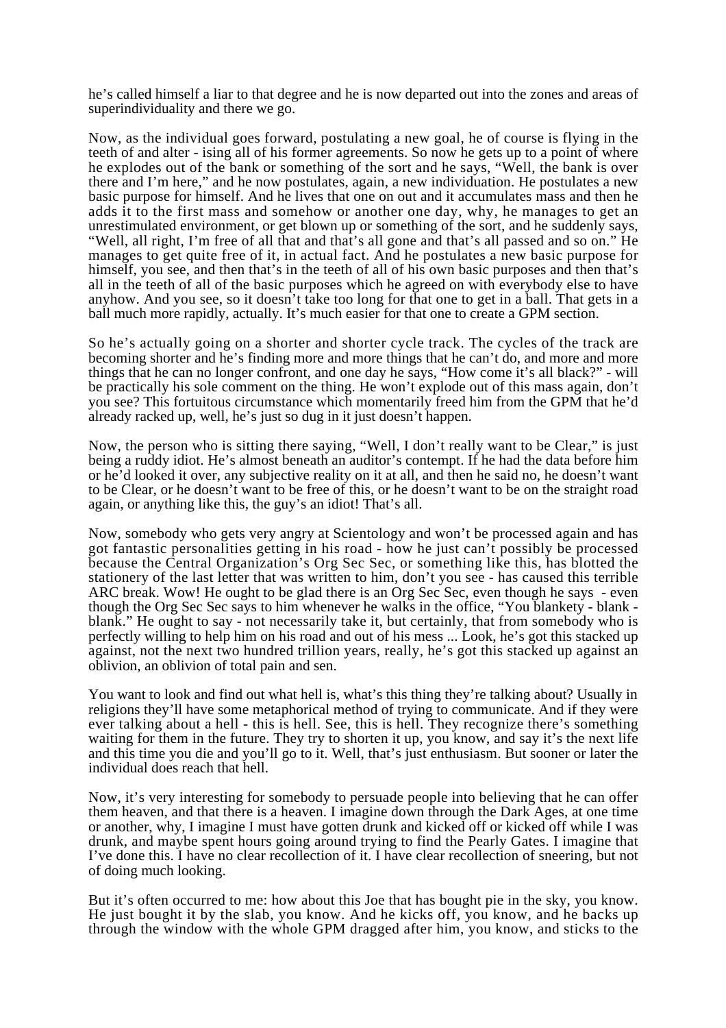he's called himself a liar to that degree and he is now departed out into the zones and areas of superindividuality and there we go.

Now, as the individual goes forward, postulating a new goal, he of course is flying in the teeth of and alter - ising all of his former agreements. So now he gets up to a point of where he explodes out of the bank or something of the sort and he says, "Well, the bank is over there and I'm here," and he now postulates, again, a new individuation. He postulates a new basic purpose for himself. And he lives that one on out and it accumulates mass and then he adds it to the first mass and somehow or another one day, why, he manages to get an unrestimulated environment, or get blown up or something of the sort, and he suddenly says, "Well, all right, I'm free of all that and that's all gone and that's all passed and so on." He manages to get quite free of it, in actual fact. And he postulates a new basic purpose for himself, you see, and then that's in the teeth of all of his own basic purposes and then that's all in the teeth of all of the basic purposes which he agreed on with everybody else to have anyhow. And you see, so it doesn't take too long for that one to get in a ball. That gets in a ball much more rapidly, actually. It's much easier for that one to create a GPM section.

So he's actually going on a shorter and shorter cycle track. The cycles of the track are becoming shorter and he's finding more and more things that he can't do, and more and more things that he can no longer confront, and one day he says, "How come it's all black?" - will be practically his sole comment on the thing. He won't explode out of this mass again, don't you see? This fortuitous circumstance which momentarily freed him from the GPM that he'd already racked up, well, he's just so dug in it just doesn't happen.

Now, the person who is sitting there saying, "Well, I don't really want to be Clear," is just being a ruddy idiot. He's almost beneath an auditor's contempt. If he had the data before him or he'd looked it over, any subjective reality on it at all, and then he said no, he doesn't want to be Clear, or he doesn't want to be free of this, or he doesn't want to be on the straight road again, or anything like this, the guy's an idiot! That's all.

Now, somebody who gets very angry at Scientology and won't be processed again and has got fantastic personalities getting in his road - how he just can't possibly be processed because the Central Organization's Org Sec Sec, or something like this, has blotted the stationery of the last letter that was written to him, don't you see - has caused this terrible ARC break. Wow! He ought to be glad there is an Org Sec Sec, even though he says - even though the Org Sec Sec says to him whenever he walks in the office, "You blankety - blank - blank." He ought to say - not necessarily take it, but certainly, that from somebody who is perfectly willing to help him on his road and out of his mess ... Look, he's got this stacked up against, not the next two hundred trillion years, really, he's got this stacked up against an oblivion, an oblivion of total pain and sen.

You want to look and find out what hell is, what's this thing they're talking about? Usually in religions they'll have some metaphorical method of trying to communicate. And if they were ever talking about a hell - this is hell. See, this is hell. They recognize there's something waiting for them in the future. They try to shorten it up, you know, and say it's the next life and this time you die and you'll go to it. Well, that's just enthusiasm. But sooner or later the individual does reach that hell.

Now, it's very interesting for somebody to persuade people into believing that he can offer them heaven, and that there is a heaven. I imagine down through the Dark Ages, at one time or another, why, I imagine I must have gotten drunk and kicked off or kicked off while I was drunk, and maybe spent hours going around trying to find the Pearly Gates. I imagine that I've done this. I have no clear recollection of it. I have clear recollection of sneering, but not of doing much looking.

But it's often occurred to me: how about this Joe that has bought pie in the sky, you know. He just bought it by the slab, you know. And he kicks off, you know, and he backs up through the window with the whole GPM dragged after him, you know, and sticks to the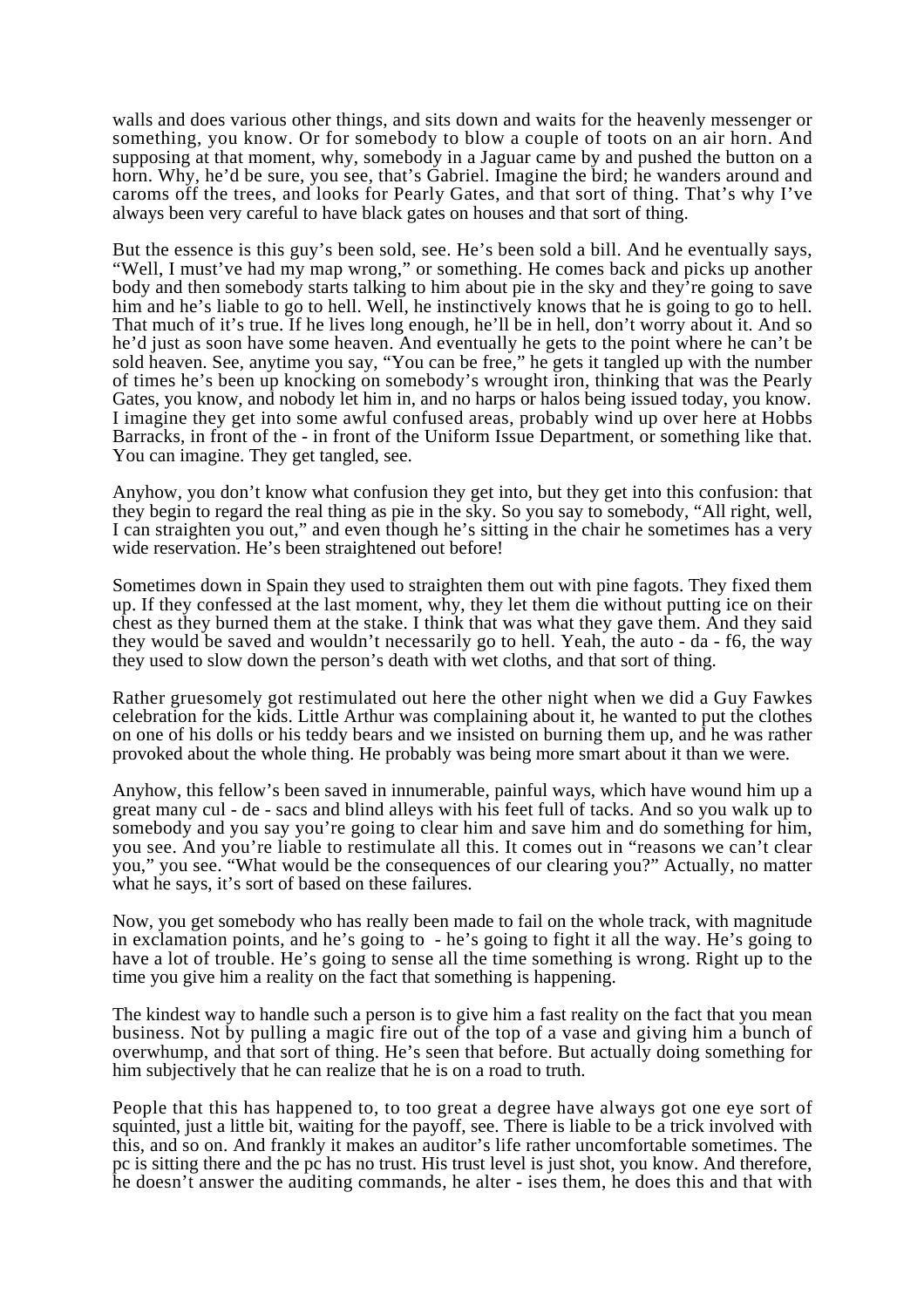walls and does various other things, and sits down and waits for the heavenly messenger or something, you know. Or for somebody to blow a couple of toots on an air horn. And supposing at that moment, why, somebody in a Jaguar came by and pushed the button on a horn. Why, he'd be sure, you see, that's Gabriel. Imagine the bird; he wanders around and caroms off the trees, and looks for Pearly Gates, and that sort of thing. That's why I've always been very careful to have black gates on houses and that sort of thing.

But the essence is this guy's been sold, see. He's been sold a bill. And he eventually says, "Well, I must've had my map wrong," or something. He comes back and picks up another body and then somebody starts talking to him about pie in the sky and they're going to save him and he's liable to go to hell. Well, he instinctively knows that he is going to go to hell. That much of it's true. If he lives long enough, he'll be in hell, don't worry about it. And so he'd just as soon have some heaven. And eventually he gets to the point where he can't be sold heaven. See, anytime you say, "You can be free," he gets it tangled up with the number of times he's been up knocking on somebody's wrought iron, thinking that was the Pearly Gates, you know, and nobody let him in, and no harps or halos being issued today, you know. I imagine they get into some awful confused areas, probably wind up over here at Hobbs Barracks, in front of the - in front of the Uniform Issue Department, or something like that. You can imagine. They get tangled, see.

Anyhow, you don't know what confusion they get into, but they get into this confusion: that they begin to regard the real thing as pie in the sky. So you say to somebody, "All right, well, I can straighten you out," and even though he's sitting in the chair he sometimes has a very wide reservation. He's been straightened out before!

Sometimes down in Spain they used to straighten them out with pine fagots. They fixed them up. If they confessed at the last moment, why, they let them die without putting ice on their chest as they burned them at the stake. I think that was what they gave them. And they said they would be saved and wouldn't necessarily go to hell. Yeah, the auto - da - f6, the way they used to slow down the person's death with wet cloths, and that sort of thing.

Rather gruesomely got restimulated out here the other night when we did a Guy Fawkes celebration for the kids. Little Arthur was complaining about it, he wanted to put the clothes on one of his dolls or his teddy bears and we insisted on burning them up, and he was rather provoked about the whole thing. He probably was being more smart about it than we were.

Anyhow, this fellow's been saved in innumerable, painful ways, which have wound him up a great many cul - de - sacs and blind alleys with his feet full of tacks. And so you walk up to somebody and you say you're going to clear him and save him and do something for him, you see. And you're liable to restimulate all this. It comes out in "reasons we can't clear you," you see. "What would be the consequences of our clearing you?" Actually, no matter what he says, it's sort of based on these failures.

Now, you get somebody who has really been made to fail on the whole track, with magnitude in exclamation points, and he's going to - he's going to fight it all the way. He's going to have a lot of trouble. He's going to sense all the time something is wrong. Right up to the time you give him a reality on the fact that something is happening.

The kindest way to handle such a person is to give him a fast reality on the fact that you mean business. Not by pulling a magic fire out of the top of a vase and giving him a bunch of overwhump, and that sort of thing. He's seen that before. But actually doing something for him subjectively that he can realize that he is on a road to truth.

People that this has happened to, to too great a degree have always got one eye sort of squinted, just a little bit, waiting for the payoff, see. There is liable to be a trick involved with this, and so on. And frankly it makes an auditor's life rather uncomfortable sometimes. The pc is sitting there and the pc has no trust. His trust level is just shot, you know. And therefore, he doesn't answer the auditing commands, he alter - ises them, he does this and that with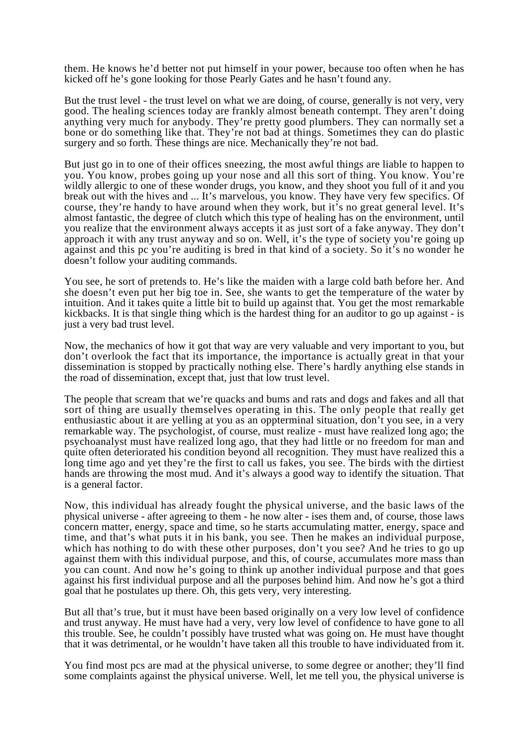them. He knows he'd better not put himself in your power, because too often when he has kicked off he's gone looking for those Pearly Gates and he hasn't found any.

But the trust level - the trust level on what we are doing, of course, generally is not very, very good. The healing sciences today are frankly almost beneath contempt. They aren't doing anything very much for anybody. They're pretty good plumbers. They can normally set a bone or do something like that. They're not bad at things. Sometimes they can do plastic surgery and so forth. These things are nice. Mechanically they're not bad.

But just go in to one of their offices sneezing, the most awful things are liable to happen to you. You know, probes going up your nose and all this sort of thing. You know. You're wildly allergic to one of these wonder drugs, you know, and they shoot you full of it and you break out with the hives and ... It's marvelous, you know. They have very few specifics. Of course, they're handy to have around when they work, but it's no great general level. It's almost fantastic, the degree of clutch which this type of healing has on the environment, until you realize that the environment always accepts it as just sort of a fake anyway. They don't approach it with any trust anyway and so on. Well, it's the type of society you're going up against and this pc you're auditing is bred in that kind of a society. So it's no wonder he doesn't follow your auditing commands.

You see, he sort of pretends to. He's like the maiden with a large cold bath before her. And she doesn't even put her big toe in. See, she wants to get the temperature of the water by intuition. And it takes quite a little bit to build up against that. You get the most remarkable kickbacks. It is that single thing which is the hardest thing for an auditor to go up against - is just a very bad trust level.

Now, the mechanics of how it got that way are very valuable and very important to you, but don't overlook the fact that its importance, the importance is actually great in that your dissemination is stopped by practically nothing else. There's hardly anything else stands in the road of dissemination, except that, just that low trust level.

The people that scream that we're quacks and bums and rats and dogs and fakes and all that sort of thing are usually themselves operating in this. The only people that really get enthusiastic about it are yelling at you as an oppterminal situation, don't you see, in a very remarkable way. The psychologist, of course, must realize - must have realized long ago; the psychoanalyst must have realized long ago, that they had little or no freedom for man and quite often deteriorated his condition beyond all recognition. They must have realized this a long time ago and yet they're the first to call us fakes, you see. The birds with the dirtiest hands are throwing the most mud. And it's always a good way to identify the situation. That is a general factor.

Now, this individual has already fought the physical universe, and the basic laws of the physical universe - after agreeing to them - he now alter - ises them and, of course, those laws concern matter, energy, space and time, so he starts accumulating matter, energy, space and time, and that's what puts it in his bank, you see. Then he makes an individual purpose, which has nothing to do with these other purposes, don't you see? And he tries to go up against them with this individual purpose, and this, of course, accumulates more mass than you can count. And now he's going to think up another individual purpose and that goes against his first individual purpose and all the purposes behind him. And now he's got a third goal that he postulates up there. Oh, this gets very, very interesting.

But all that's true, but it must have been based originally on a very low level of confidence and trust anyway. He must have had a very, very low level of confidence to have gone to all this trouble. See, he couldn't possibly have trusted what was going on. He must have thought that it was detrimental, or he wouldn't have taken all this trouble to have individuated from it.

You find most pcs are mad at the physical universe, to some degree or another; they'll find some complaints against the physical universe. Well, let me tell you, the physical universe is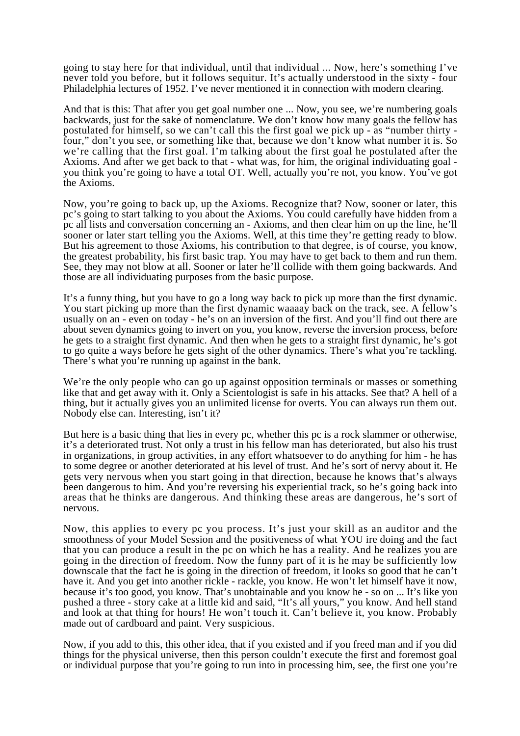going to stay here for that individual, until that individual ... Now, here's something I've never told you before, but it follows sequitur. It's actually understood in the sixty - four Philadelphia lectures of 1952. I've never mentioned it in connection with modern clearing.

And that is this: That after you get goal number one ... Now, you see, we're numbering goals backwards, just for the sake of nomenclature. We don't know how many goals the fellow has postulated for himself, so we can't call this the first goal we pick up - as "number thirty - four," don't you see, or something like that, because we don't know what number it is. So we're calling that the first goal. I'm talking about the first goal he postulated after the Axioms. And after we get back to that - what was, for him, the original individuating goal - you think you're going to have a total OT. Well, actually you're not, you know. You've got the Axioms.

Now, you're going to back up, up the Axioms. Recognize that? Now, sooner or later, this pc's going to start talking to you about the Axioms. You could carefully have hidden from a pc all lists and conversation concerning an - Axioms, and then clear him on up the line, he'll sooner or later start telling you the Axioms. Well, at this time they're getting ready to blow. But his agreement to those Axioms, his contribution to that degree, is of course, you know, the greatest probability, his first basic trap. You may have to get back to them and run them. See, they may not blow at all. Sooner or later he'll collide with them going backwards. And those are all individuating purposes from the basic purpose.

It's a funny thing, but you have to go a long way back to pick up more than the first dynamic. You start picking up more than the first dynamic waaaay back on the track, see. A fellow's usually on an - even on today - he's on an inversion of the first. And you'll find out there are about seven dynamics going to invert on you, you know, reverse the inversion process, before he gets to a straight first dynamic. And then when he gets to a straight first dynamic, he's got to go quite a ways before he gets sight of the other dynamics. There's what you're tackling. There's what you're running up against in the bank.

We're the only people who can go up against opposition terminals or masses or something like that and get away with it. Only a Scientologist is safe in his attacks. See that? A hell of a thing, but it actually gives you an unlimited license for overts. You can always run them out. Nobody else can. Interesting, isn't it?

But here is a basic thing that lies in every pc, whether this pc is a rock slammer or otherwise, it's a deteriorated trust. Not only a trust in his fellow man has deteriorated, but also his trust in organizations, in group activities, in any effort whatsoever to do anything for him - he has to some degree or another deteriorated at his level of trust. And he's sort of nervy about it. He gets very nervous when you start going in that direction, because he knows that's always been dangerous to him. And you're reversing his experiential track, so he's going back into areas that he thinks are dangerous. And thinking these areas are dangerous, he's sort of nervous.

Now, this applies to every pc you process. It's just your skill as an auditor and the smoothness of your Model Session and the positiveness of what YOU ire doing and the fact that you can produce a result in the pc on which he has a reality. And he realizes you are going in the direction of freedom. Now the funny part of it is he may be sufficiently low downscale that the fact he is going in the direction of freedom, it looks so good that he can't have it. And you get into another rickle - rackle, you know. He won't let himself have it now, because it's too good, you know. That's unobtainable and you know he - so on ... It's like you pushed a three - story cake at a little kid and said, "It's all yours," you know. And hell stand and look at that thing for hours! He won't touch it. Can't believe it, you know. Probably made out of cardboard and paint. Very suspicious.

Now, if you add to this, this other idea, that if you existed and if you freed man and if you did things for the physical universe, then this person couldn't execute the first and foremost goal or individual purpose that you're going to run into in processing him, see, the first one you're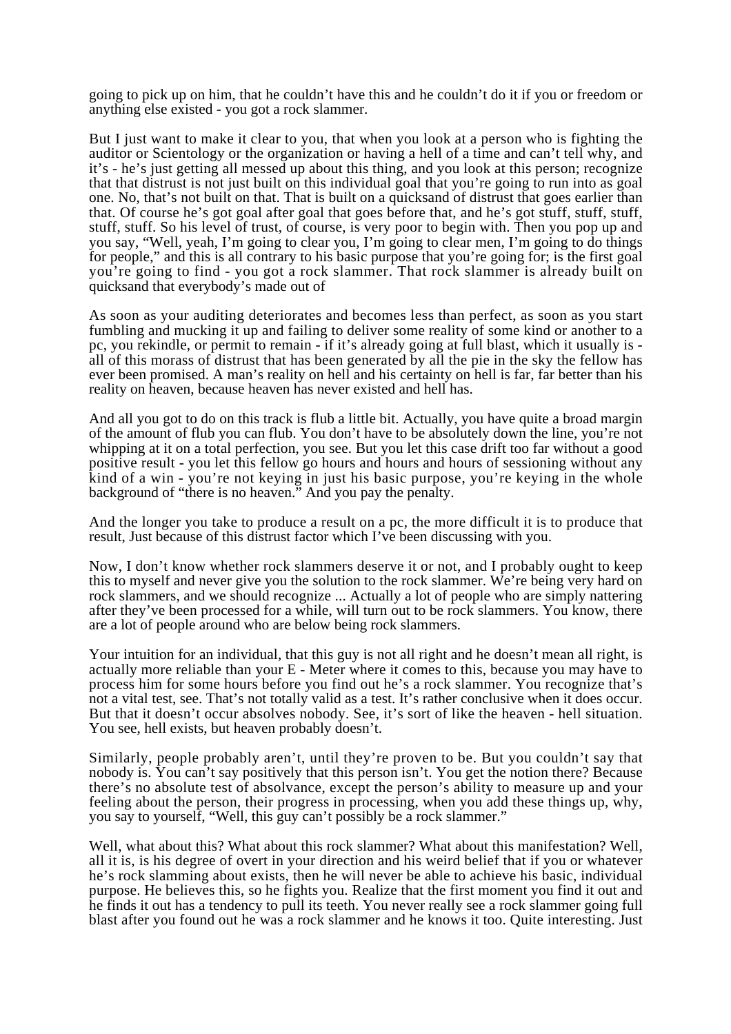going to pick up on him, that he couldn't have this and he couldn't do it if you or freedom or anything else existed - you got a rock slammer.

But I just want to make it clear to you, that when you look at a person who is fighting the auditor or Scientology or the organization or having a hell of a time and can't tell why, and it's - he's just getting all messed up about this thing, and you look at this person; recognize that that distrust is not just built on this individual goal that you're going to run into as goal one. No, that's not built on that. That is built on a quicksand of distrust that goes earlier than that. Of course he's got goal after goal that goes before that, and he's got stuff, stuff, stuff, stuff, stuff. So his level of trust, of course, is very poor to begin with. Then you pop up and you say, "Well, yeah, I'm going to clear you, I'm going to clear men, I'm going to do things for people," and this is all contrary to his basic purpose that you're going for; is the first goal you're going to find - you got a rock slammer. That rock slammer is already built on quicksand that everybody's made out of

As soon as your auditing deteriorates and becomes less than perfect, as soon as you start fumbling and mucking it up and failing to deliver some reality of some kind or another to a pc, you rekindle, or permit to remain - if it's already going at full blast, which it usually is - all of this morass of distrust that has been generated by all the pie in the sky the fellow has ever been promised. A man's reality on hell and his certainty on hell is far, far better than his reality on heaven, because heaven has never existed and hell has.

And all you got to do on this track is flub a little bit. Actually, you have quite a broad margin of the amount of flub you can flub. You don't have to be absolutely down the line, you're not whipping at it on a total perfection, you see. But you let this case drift too far without a good positive result - you let this fellow go hours and hours and hours of sessioning without any kind of a win - you're not keying in just his basic purpose, you're keying in the whole background of "there is no heaven." And you pay the penalty.

And the longer you take to produce a result on a pc, the more difficult it is to produce that result, Just because of this distrust factor which I've been discussing with you.

Now, I don't know whether rock slammers deserve it or not, and I probably ought to keep this to myself and never give you the solution to the rock slammer. We're being very hard on rock slammers, and we should recognize ... Actually a lot of people who are simply nattering after they've been processed for a while, will turn out to be rock slammers. You know, there are a lot of people around who are below being rock slammers.

Your intuition for an individual, that this guy is not all right and he doesn't mean all right, is actually more reliable than your E - Meter where it comes to this, because you may have to process him for some hours before you find out he's a rock slammer. You recognize that's not a vital test, see. That's not totally valid as a test. It's rather conclusive when it does occur. But that it doesn't occur absolves nobody. See, it's sort of like the heaven - hell situation. You see, hell exists, but heaven probably doesn't.

Similarly, people probably aren't, until they're proven to be. But you couldn't say that nobody is. You can't say positively that this person isn't. You get the notion there? Because there's no absolute test of absolvance, except the person's ability to measure up and your feeling about the person, their progress in processing, when you add these things up, why, you say to yourself, "Well, this guy can't possibly be a rock slammer."

Well, what about this? What about this rock slammer? What about this manifestation? Well, all it is, is his degree of overt in your direction and his weird belief that if you or whatever he's rock slamming about exists, then he will never be able to achieve his basic, individual purpose. He believes this, so he fights you. Realize that the first moment you find it out and he finds it out has a tendency to pull its teeth. You never really see a rock slammer going full blast after you found out he was a rock slammer and he knows it too. Quite interesting. Just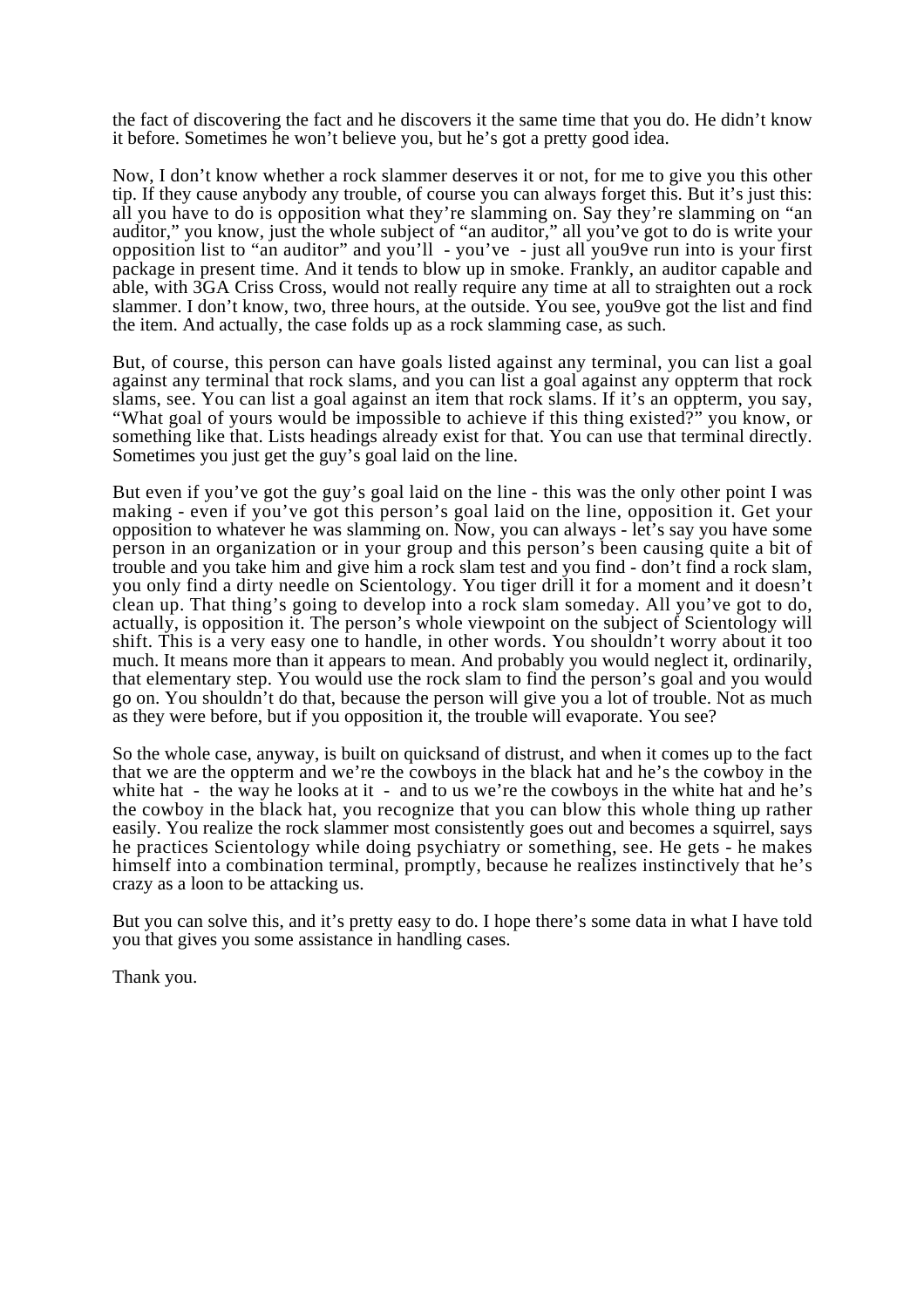the fact of discovering the fact and he discovers it the same time that you do. He didn't know it before. Sometimes he won't believe you, but he's got a pretty good idea.

Now, I don't know whether a rock slammer deserves it or not, for me to give you this other tip. If they cause anybody any trouble, of course you can always forget this. But it's just this: all you have to do is opposition what they're slamming on. Say they're slamming on "an auditor," you know, just the whole subject of "an auditor," all you've got to do is write your opposition list to "an auditor" and you'll - you've - just all you9ve run into is your first package in present time. And it tends to blow up in smoke. Frankly, an auditor capable and able, with 3GA Criss Cross, would not really require any time at all to straighten out a rock slammer. I don't know, two, three hours, at the outside. You see, you9ve got the list and find the item. And actually, the case folds up as a rock slamming case, as such.

But, of course, this person can have goals listed against any terminal, you can list a goal against any terminal that rock slams, and you can list a goal against any oppterm that rock slams, see. You can list a goal against an item that rock slams. If it's an oppterm, you say, "What goal of yours would be impossible to achieve if this thing existed?" you know, or something like that. Lists headings already exist for that. You can use that terminal directly. Sometimes you just get the guy's goal laid on the line.

But even if you've got the guy's goal laid on the line - this was the only other point I was making - even if you've got this person's goal laid on the line, opposition it. Get your opposition to whatever he was slamming on. Now, you can always - let's say you have some person in an organization or in your group and this person's been causing quite a bit of trouble and you take him and give him a rock slam test and you find - don't find a rock slam, you only find a dirty needle on Scientology. You tiger drill it for a moment and it doesn't clean up. That thing's going to develop into a rock slam someday. All you've got to do, actually, is opposition it. The person's whole viewpoint on the subject of Scientology will shift. This is a very easy one to handle, in other words. You shouldn't worry about it too much. It means more than it appears to mean. And probably you would neglect it, ordinarily, that elementary step. You would use the rock slam to find the person's goal and you would go on. You shouldn't do that, because the person will give you a lot of trouble. Not as much as they were before, but if you opposition it, the trouble will evaporate. You see?

So the whole case, anyway, is built on quicksand of distrust, and when it comes up to the fact that we are the oppterm and we're the cowboys in the black hat and he's the cowboy in the white hat - the way he looks at it - and to us we're the cowboys in the white hat and he's the cowboy in the black hat, you recognize that you can blow this whole thing up rather easily. You realize the rock slammer most consistently goes out and becomes a squirrel, says he practices Scientology while doing psychiatry or something, see. He gets - he makes himself into a combination terminal, promptly, because he realizes instinctively that he's crazy as a loon to be attacking us.

But you can solve this, and it's pretty easy to do. I hope there's some data in what I have told you that gives you some assistance in handling cases.

Thank you.